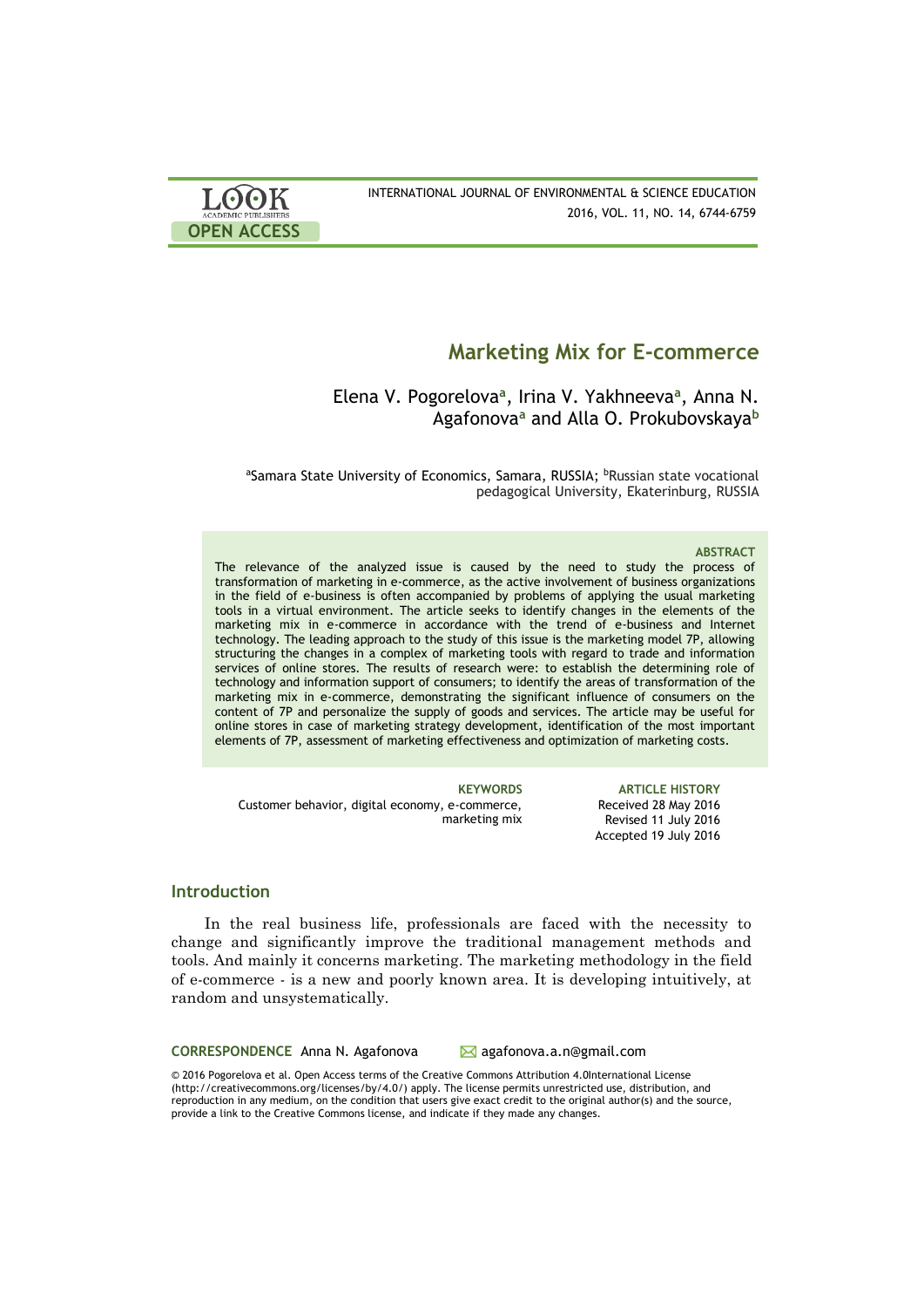# Marketing Mix for E-commerce

Elena V. Pogorelova[a], Irina V. Yakhneeva[a], Anna N. Agafonova[a] and Alla O. Prokubovskaya[b]

[a]Samara State University of Economics, Samara, RUSSIA; [b]Russian state vocational pedagogical University, Ekaterinburg, RUSSIA

**ABSTRACT**

The relevance of the analyzed issue is caused by the need to study the process of transformation of marketing in e-commerce, as the active involvement of business organizations in the field of e-business is often accompanied by problems of applying the usual marketing tools in a virtual environment. The article seeks to identify changes in the elements of the marketing mix in e-commerce in accordance with the trend of e-business and Internet technology. The leading approach to the study of this issue is the marketing model 7P, allowing structuring the changes in a complex of marketing tools with regard to trade and information services of online stores. The results of research were: to establish the determining role of technology and information support of consumers; to identify the areas of transformation of the marketing mix in e-commerce, demonstrating the significant influence of consumers on the content of 7P and personalize the supply of goods and services. The article may be useful for online stores in case of marketing strategy development, identification of the most important elements of 7P, assessment of marketing effectiveness and optimization of marketing costs.

**KEYWORDS**

Customer behavior, digital economy, e-commerce, marketing mix

**ARTICLE HISTORY**

Received 28 May 2016
Revised 11 July 2016
Accepted 19 July 2016

## Introduction

In the real business life, professionals are faced with the necessity to change and significantly improve the traditional management methods and tools. And mainly it concerns marketing. The marketing methodology in the field of e-commerce - is a new and poorly known area. It is developing intuitively, at random and unsystematically.

**CORRESPONDENCE** Anna N. Agafonova agafonova.a.n@gmail.com

© 2016 Pogorelova et al. Open Access terms of the Creative Commons Attribution 4.0International License (http://creativecommons.org/licenses/by/4.0/) apply. The license permits unrestricted use, distribution, and reproduction in any medium, on the condition that users give exact credit to the original author(s) and the source, provide a link to the Creative Commons license, and indicate if they made any changes.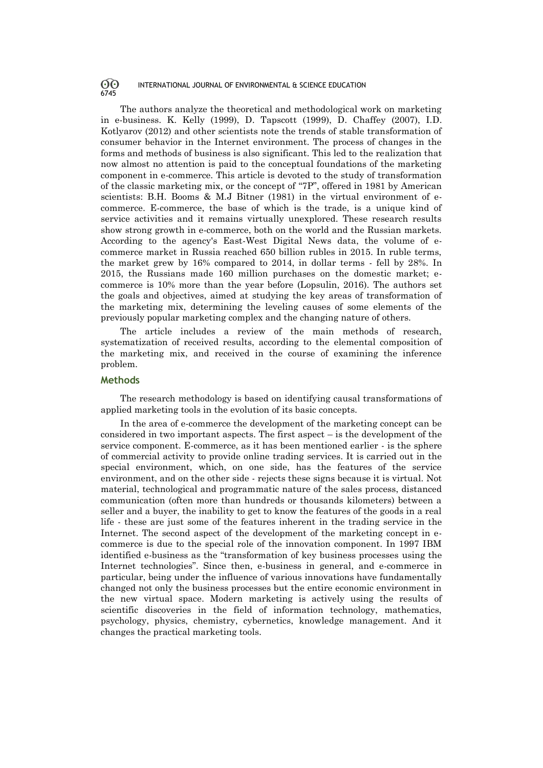The authors analyze the theoretical and methodological work on marketing in e-business. K. Kelly (1999), D. Tapscott (1999), D. Chaffey (2007), I.D. Kotlyarov (2012) and other scientists note the trends of stable transformation of consumer behavior in the Internet environment. The process of changes in the forms and methods of business is also significant. This led to the realization that now almost no attention is paid to the conceptual foundations of the marketing component in e-commerce. This article is devoted to the study of transformation of the classic marketing mix, or the concept of "7P", offered in 1981 by American scientists: B.H. Booms & M.J Bitner (1981) in the virtual environment of e-commerce. E-commerce, the base of which is the trade, is a unique kind of service activities and it remains virtually unexplored. These research results show strong growth in e-commerce, both on the world and the Russian markets. According to the agency's East-West Digital News data, the volume of e-commerce market in Russia reached 650 billion rubles in 2015. In ruble terms, the market grew by 16% compared to 2014, in dollar terms - fell by 28%. In 2015, the Russians made 160 million purchases on the domestic market; e-commerce is 10% more than the year before (Lopsulin, 2016). The authors set the goals and objectives, aimed at studying the key areas of transformation of the marketing mix, determining the leveling causes of some elements of the previously popular marketing complex and the changing nature of others.

The article includes a review of the main methods of research, systematization of received results, according to the elemental composition of the marketing mix, and received in the course of examining the inference problem.

## Methods

The research methodology is based on identifying causal transformations of applied marketing tools in the evolution of its basic concepts.

In the area of e-commerce the development of the marketing concept can be considered in two important aspects. The first aspect – is the development of the service component. E-commerce, as it has been mentioned earlier - is the sphere of commercial activity to provide online trading services. It is carried out in the special environment, which, on one side, has the features of the service environment, and on the other side - rejects these signs because it is virtual. Not material, technological and programmatic nature of the sales process, distanced communication (often more than hundreds or thousands kilometers) between a seller and a buyer, the inability to get to know the features of the goods in a real life - these are just some of the features inherent in the trading service in the Internet. The second aspect of the development of the marketing concept in e-commerce is due to the special role of the innovation component. In 1997 IBM identified e-business as the "transformation of key business processes using the Internet technologies". Since then, e-business in general, and e-commerce in particular, being under the influence of various innovations have fundamentally changed not only the business processes but the entire economic environment in the new virtual space. Modern marketing is actively using the results of scientific discoveries in the field of information technology, mathematics, psychology, physics, chemistry, cybernetics, knowledge management. And it changes the practical marketing tools.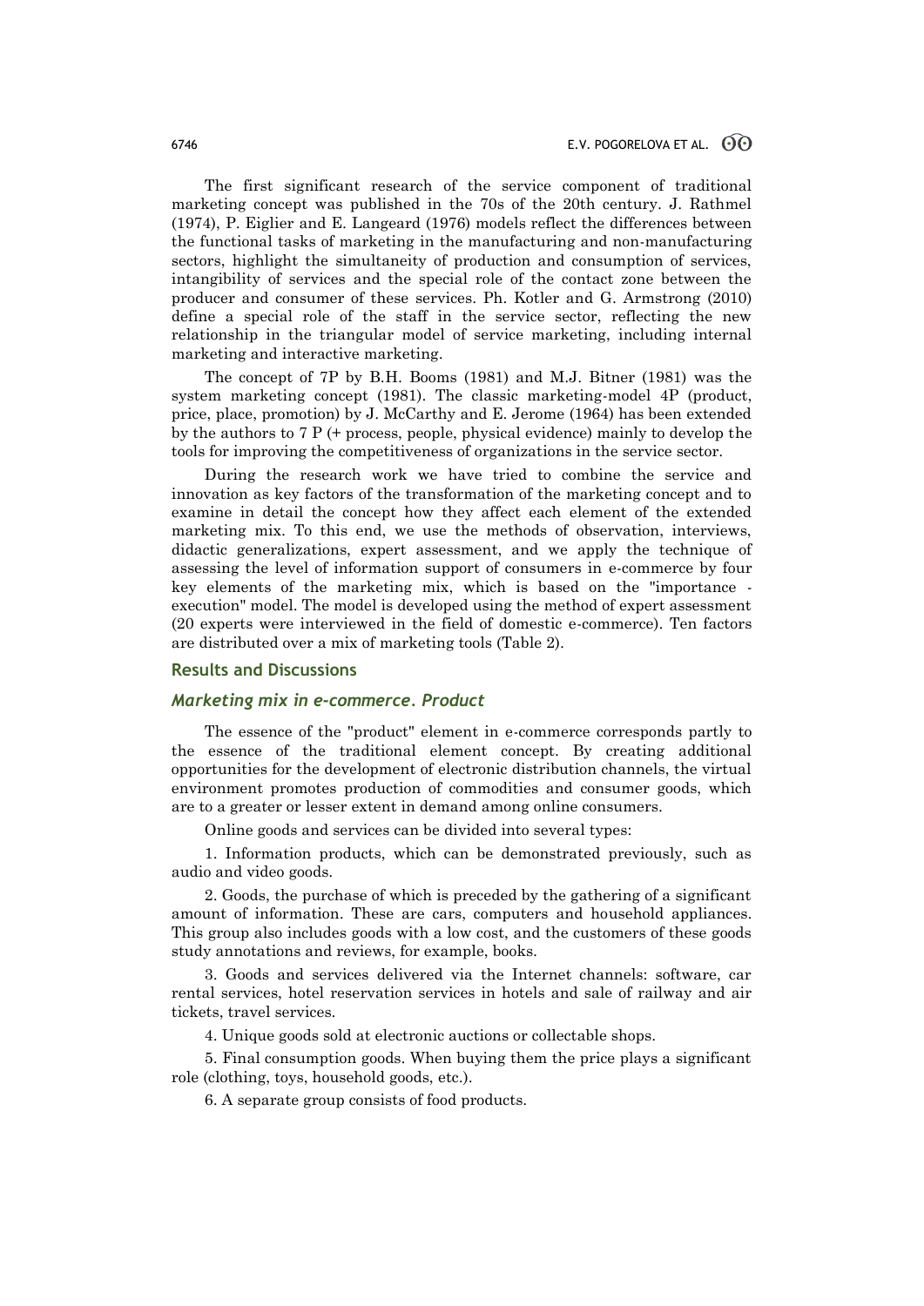The first significant research of the service component of traditional marketing concept was published in the 70s of the 20th century. J. Rathmel (1974), P. Eiglier and E. Langeard (1976) models reflect the differences between the functional tasks of marketing in the manufacturing and non-manufacturing sectors, highlight the simultaneity of production and consumption of services, intangibility of services and the special role of the contact zone between the producer and consumer of these services. Ph. Kotler and G. Armstrong (2010) define a special role of the staff in the service sector, reflecting the new relationship in the triangular model of service marketing, including internal marketing and interactive marketing.

The concept of 7P by B.H. Booms (1981) and M.J. Bitner (1981) was the system marketing concept (1981). The classic marketing-model 4P (product, price, place, promotion) by J. McCarthy and E. Jerome (1964) has been extended by the authors to 7 P (+ process, people, physical evidence) mainly to develop the tools for improving the competitiveness of organizations in the service sector.

During the research work we have tried to combine the service and innovation as key factors of the transformation of the marketing concept and to examine in detail the concept how they affect each element of the extended marketing mix. To this end, we use the methods of observation, interviews, didactic generalizations, expert assessment, and we apply the technique of assessing the level of information support of consumers in e-commerce by four key elements of the marketing mix, which is based on the "importance - execution" model. The model is developed using the method of expert assessment (20 experts were interviewed in the field of domestic e-commerce). Ten factors are distributed over a mix of marketing tools (Table 2).

## Results and Discussions

### *Marketing mix in e-commerce. Product*

The essence of the "product" element in e-commerce corresponds partly to the essence of the traditional element concept. By creating additional opportunities for the development of electronic distribution channels, the virtual environment promotes production of commodities and consumer goods, which are to a greater or lesser extent in demand among online consumers.

Online goods and services can be divided into several types:

1. Information products, which can be demonstrated previously, such as audio and video goods.

2. Goods, the purchase of which is preceded by the gathering of a significant amount of information. These are cars, computers and household appliances. This group also includes goods with a low cost, and the customers of these goods study annotations and reviews, for example, books.

3. Goods and services delivered via the Internet channels: software, car rental services, hotel reservation services in hotels and sale of railway and air tickets, travel services.

4. Unique goods sold at electronic auctions or collectable shops.

5. Final consumption goods. When buying them the price plays a significant role (clothing, toys, household goods, etc.).

6. A separate group consists of food products.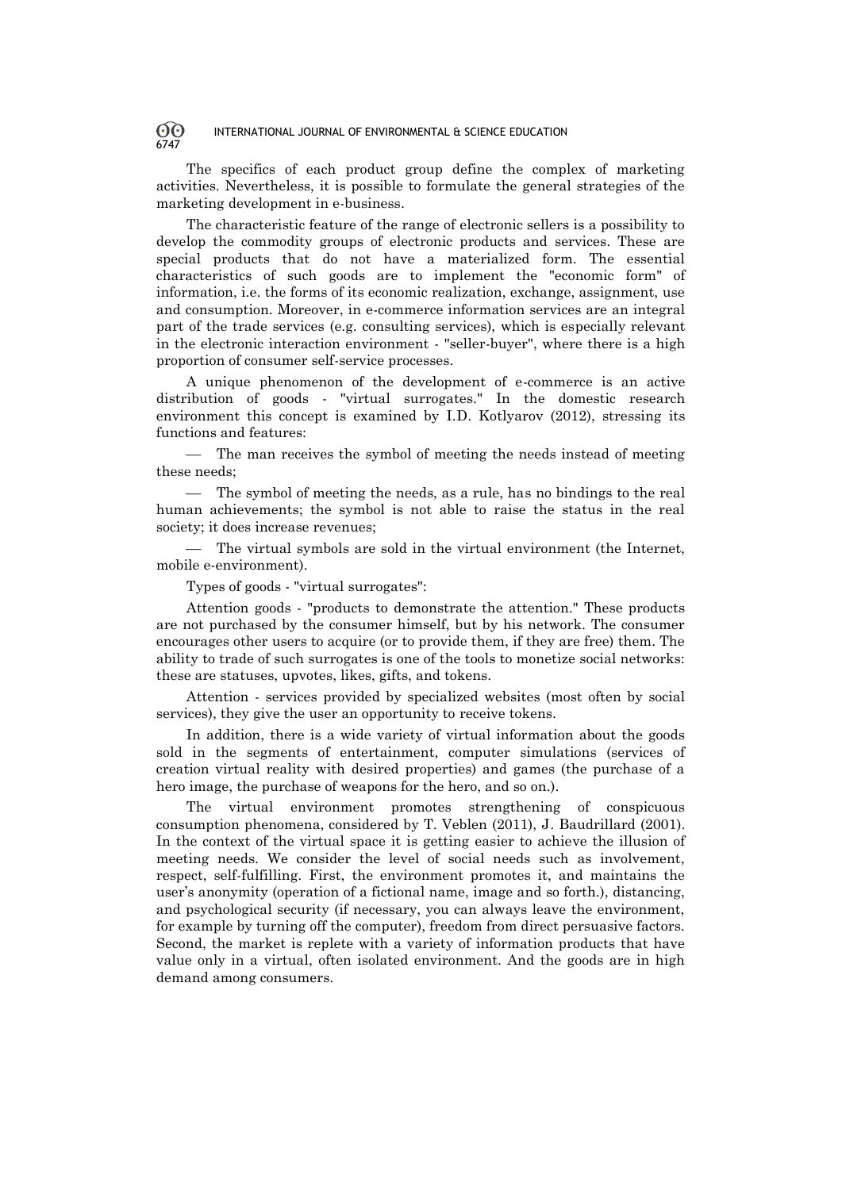The specifics of each product group define the complex of marketing activities. Nevertheless, it is possible to formulate the general strategies of the marketing development in e-business.

The characteristic feature of the range of electronic sellers is a possibility to develop the commodity groups of electronic products and services. These are special products that do not have a materialized form. The essential characteristics of such goods are to implement the "economic form" of information, i.e. the forms of its economic realization, exchange, assignment, use and consumption. Moreover, in e-commerce information services are an integral part of the trade services (e.g. consulting services), which is especially relevant in the electronic interaction environment - "seller-buyer", where there is a high proportion of consumer self-service processes.

A unique phenomenon of the development of e-commerce is an active distribution of goods - "virtual surrogates." In the domestic research environment this concept is examined by I.D. Kotlyarov (2012), stressing its functions and features:

- The man receives the symbol of meeting the needs instead of meeting these needs;
- The symbol of meeting the needs, as a rule, has no bindings to the real human achievements; the symbol is not able to raise the status in the real society; it does increase revenues;
- The virtual symbols are sold in the virtual environment (the Internet, mobile e-environment).

Types of goods - "virtual surrogates":

Attention goods - "products to demonstrate the attention." These products are not purchased by the consumer himself, but by his network. The consumer encourages other users to acquire (or to provide them, if they are free) them. The ability to trade of such surrogates is one of the tools to monetize social networks: these are statuses, upvotes, likes, gifts, and tokens.

Attention - services provided by specialized websites (most often by social services), they give the user an opportunity to receive tokens.

In addition, there is a wide variety of virtual information about the goods sold in the segments of entertainment, computer simulations (services of creation virtual reality with desired properties) and games (the purchase of a hero image, the purchase of weapons for the hero, and so on.).

The virtual environment promotes strengthening of conspicuous consumption phenomena, considered by T. Veblen (2011), J. Baudrillard (2001). In the context of the virtual space it is getting easier to achieve the illusion of meeting needs. We consider the level of social needs such as involvement, respect, self-fulfilling. First, the environment promotes it, and maintains the user's anonymity (operation of a fictional name, image and so forth.), distancing, and psychological security (if necessary, you can always leave the environment, for example by turning off the computer), freedom from direct persuasive factors. Second, the market is replete with a variety of information products that have value only in a virtual, often isolated environment. And the goods are in high demand among consumers.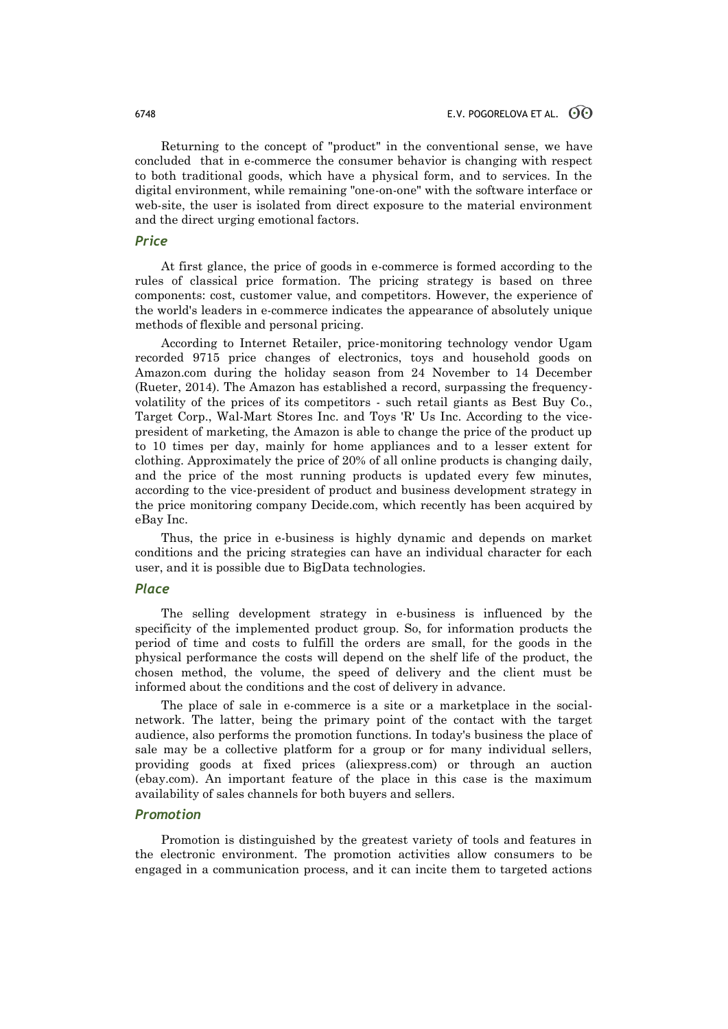Returning to the concept of "product" in the conventional sense, we have concluded  that in e-commerce the consumer behavior is changing with respect to both traditional goods, which have a physical form, and to services. In the digital environment, while remaining "one-on-one" with the software interface or web-site, the user is isolated from direct exposure to the material environment and the direct urging emotional factors.

### *Price*

At first glance, the price of goods in e-commerce is formed according to the rules of classical price formation. The pricing strategy is based on three components: cost, customer value, and competitors. However, the experience of the world's leaders in e-commerce indicates the appearance of absolutely unique methods of flexible and personal pricing.

According to Internet Retailer, price-monitoring technology vendor Ugam recorded 9715 price changes of electronics, toys and household goods on Amazon.com during the holiday season from 24 November to 14 December (Rueter, 2014). The Amazon has established a record, surpassing the frequency-volatility of the prices of its competitors - such retail giants as Best Buy Co., Target Corp., Wal-Mart Stores Inc. and Toys 'R' Us Inc. According to the vice-president of marketing, the Amazon is able to change the price of the product up to 10 times per day, mainly for home appliances and to a lesser extent for clothing. Approximately the price of 20% of all online products is changing daily, and the price of the most running products is updated every few minutes, according to the vice-president of product and business development strategy in the price monitoring company Decide.com, which recently has been acquired by eBay Inc.

Thus, the price in e-business is highly dynamic and depends on market conditions and the pricing strategies can have an individual character for each user, and it is possible due to BigData technologies.

### *Place*

The selling development strategy in e-business is influenced by the specificity of the implemented product group. So, for information products the period of time and costs to fulfill the orders are small, for the goods in the physical performance the costs will depend on the shelf life of the product, the chosen method, the volume, the speed of delivery and the client must be informed about the conditions and the cost of delivery in advance.

The place of sale in e-commerce is a site or a marketplace in the social-network. The latter, being the primary point of the contact with the target audience, also performs the promotion functions. In today's business the place of sale may be a collective platform for a group or for many individual sellers, providing goods at fixed prices (aliexpress.com) or through an auction (ebay.com). An important feature of the place in this case is the maximum availability of sales channels for both buyers and sellers.

### *Promotion*

Promotion is distinguished by the greatest variety of tools and features in the electronic environment. The promotion activities allow consumers to be engaged in a communication process, and it can incite them to targeted actions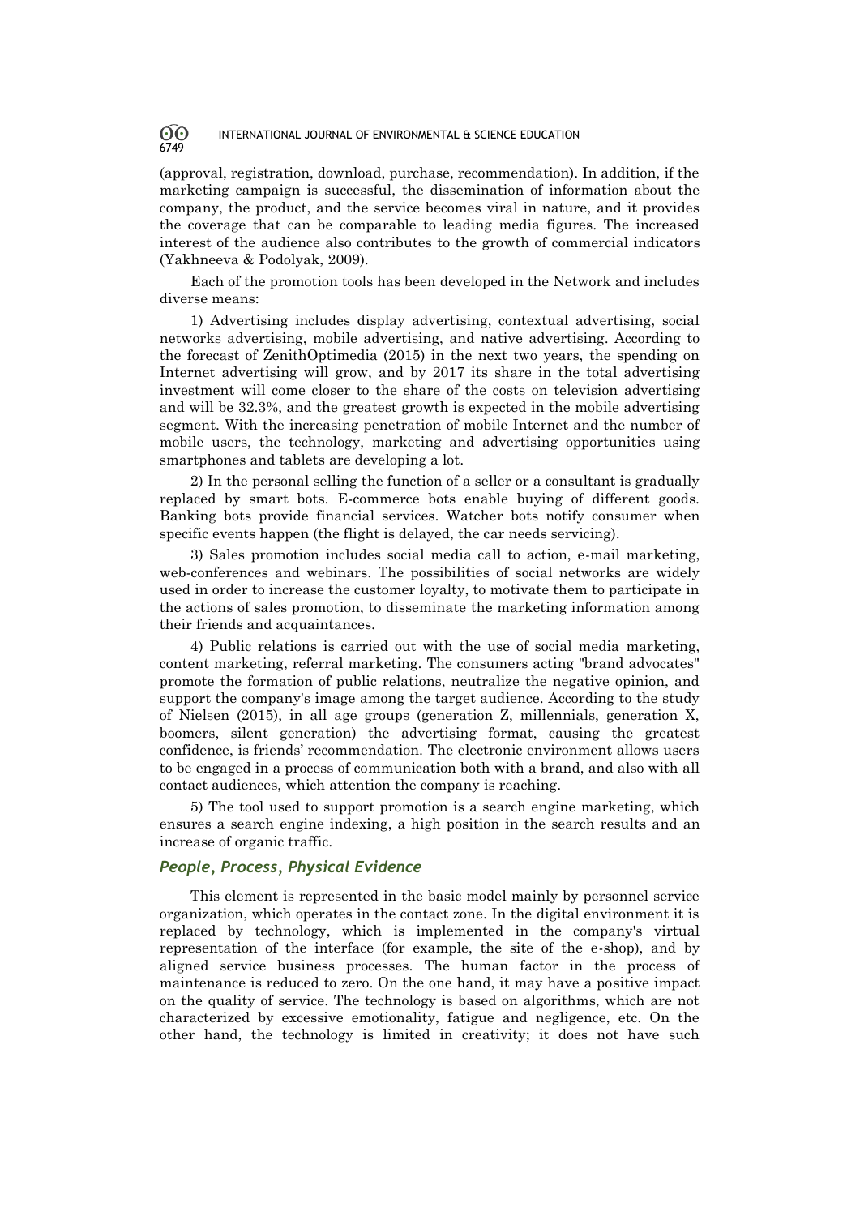(approval, registration, download, purchase, recommendation). In addition, if the marketing campaign is successful, the dissemination of information about the company, the product, and the service becomes viral in nature, and it provides the coverage that can be comparable to leading media figures. The increased interest of the audience also contributes to the growth of commercial indicators (Yakhneeva & Podolyak, 2009).

Each of the promotion tools has been developed in the Network and includes diverse means:

1) Advertising includes display advertising, contextual advertising, social networks advertising, mobile advertising, and native advertising. According to the forecast of ZenithOptimedia (2015) in the next two years, the spending on Internet advertising will grow, and by 2017 its share in the total advertising investment will come closer to the share of the costs on television advertising and will be 32.3%, and the greatest growth is expected in the mobile advertising segment. With the increasing penetration of mobile Internet and the number of mobile users, the technology, marketing and advertising opportunities using smartphones and tablets are developing a lot.

2) In the personal selling the function of a seller or a consultant is gradually replaced by smart bots. E-commerce bots enable buying of different goods. Banking bots provide financial services. Watcher bots notify consumer when specific events happen (the flight is delayed, the car needs servicing).

3) Sales promotion includes social media call to action, e-mail marketing, web-conferences and webinars. The possibilities of social networks are widely used in order to increase the customer loyalty, to motivate them to participate in the actions of sales promotion, to disseminate the marketing information among their friends and acquaintances.

4) Public relations is carried out with the use of social media marketing, content marketing, referral marketing. The consumers acting "brand advocates" promote the formation of public relations, neutralize the negative opinion, and support the company's image among the target audience. According to the study of Nielsen (2015), in all age groups (generation Z, millennials, generation X, boomers, silent generation) the advertising format, causing the greatest confidence, is friends' recommendation. The electronic environment allows users to be engaged in a process of communication both with a brand, and also with all contact audiences, which attention the company is reaching.

5) The tool used to support promotion is a search engine marketing, which ensures a search engine indexing, a high position in the search results and an increase of organic traffic.

### *People, Process, Physical Evidence*

This element is represented in the basic model mainly by personnel service organization, which operates in the contact zone. In the digital environment it is replaced by technology, which is implemented in the company's virtual representation of the interface (for example, the site of the e-shop), and by aligned service business processes. The human factor in the process of maintenance is reduced to zero. On the one hand, it may have a positive impact on the quality of service. The technology is based on algorithms, which are not characterized by excessive emotionality, fatigue and negligence, etc. On the other hand, the technology is limited in creativity; it does not have such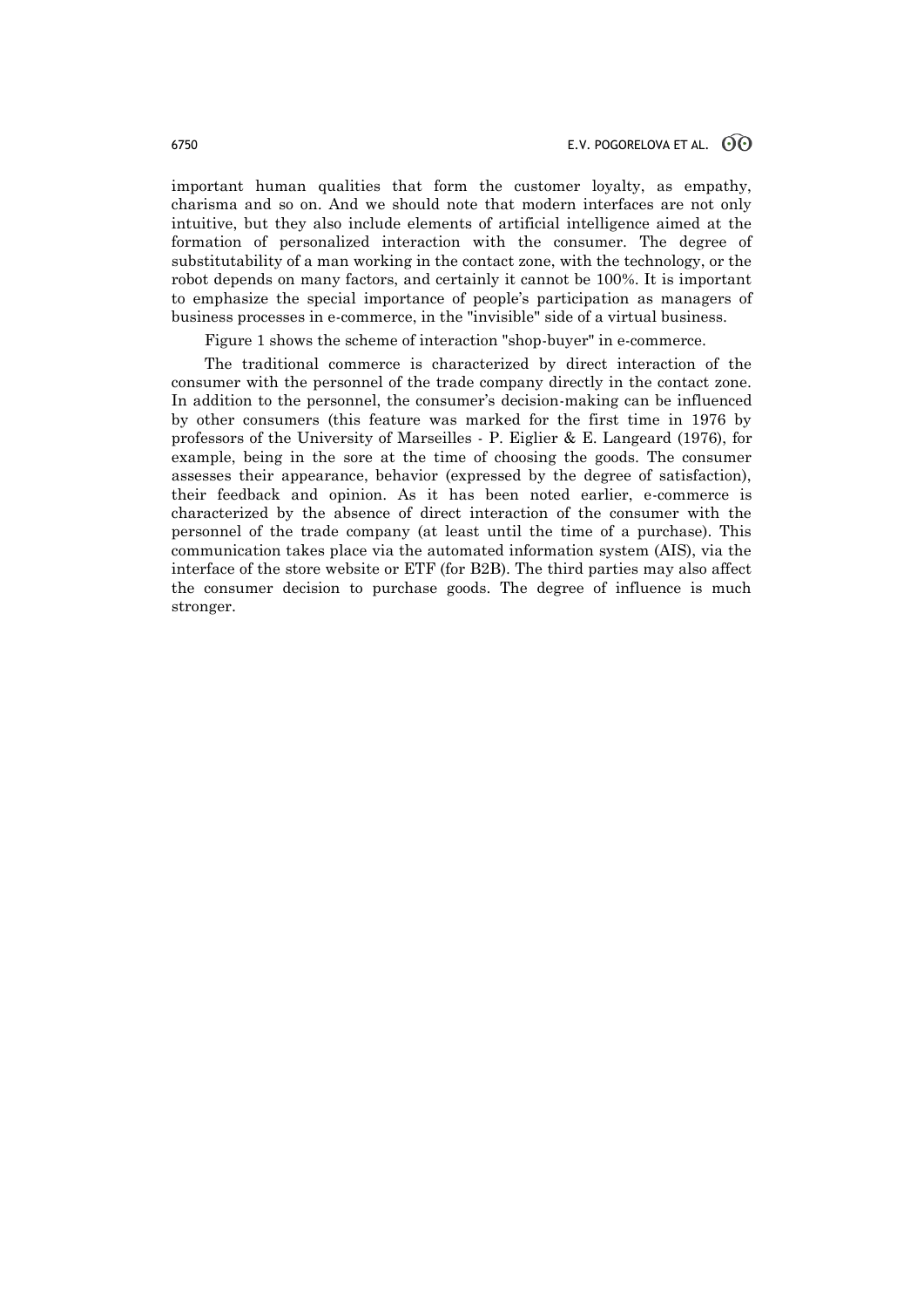important human qualities that form the customer loyalty, as empathy, charisma and so on. And we should note that modern interfaces are not only intuitive, but they also include elements of artificial intelligence aimed at the formation of personalized interaction with the consumer. The degree of substitutability of a man working in the contact zone, with the technology, or the robot depends on many factors, and certainly it cannot be 100%. It is important to emphasize the special importance of people's participation as managers of business processes in e-commerce, in the "invisible" side of a virtual business.

Figure 1 shows the scheme of interaction "shop-buyer" in e-commerce.

The traditional commerce is characterized by direct interaction of the consumer with the personnel of the trade company directly in the contact zone. In addition to the personnel, the consumer's decision-making can be influenced by other consumers (this feature was marked for the first time in 1976 by professors of the University of Marseilles - P. Eiglier & E. Langeard (1976), for example, being in the sore at the time of choosing the goods. The consumer assesses their appearance, behavior (expressed by the degree of satisfaction), their feedback and opinion. As it has been noted earlier, e-commerce is characterized by the absence of direct interaction of the consumer with the personnel of the trade company (at least until the time of a purchase). This communication takes place via the automated information system (AIS), via the interface of the store website or ETF (for B2B). The third parties may also affect the consumer decision to purchase goods. The degree of influence is much stronger.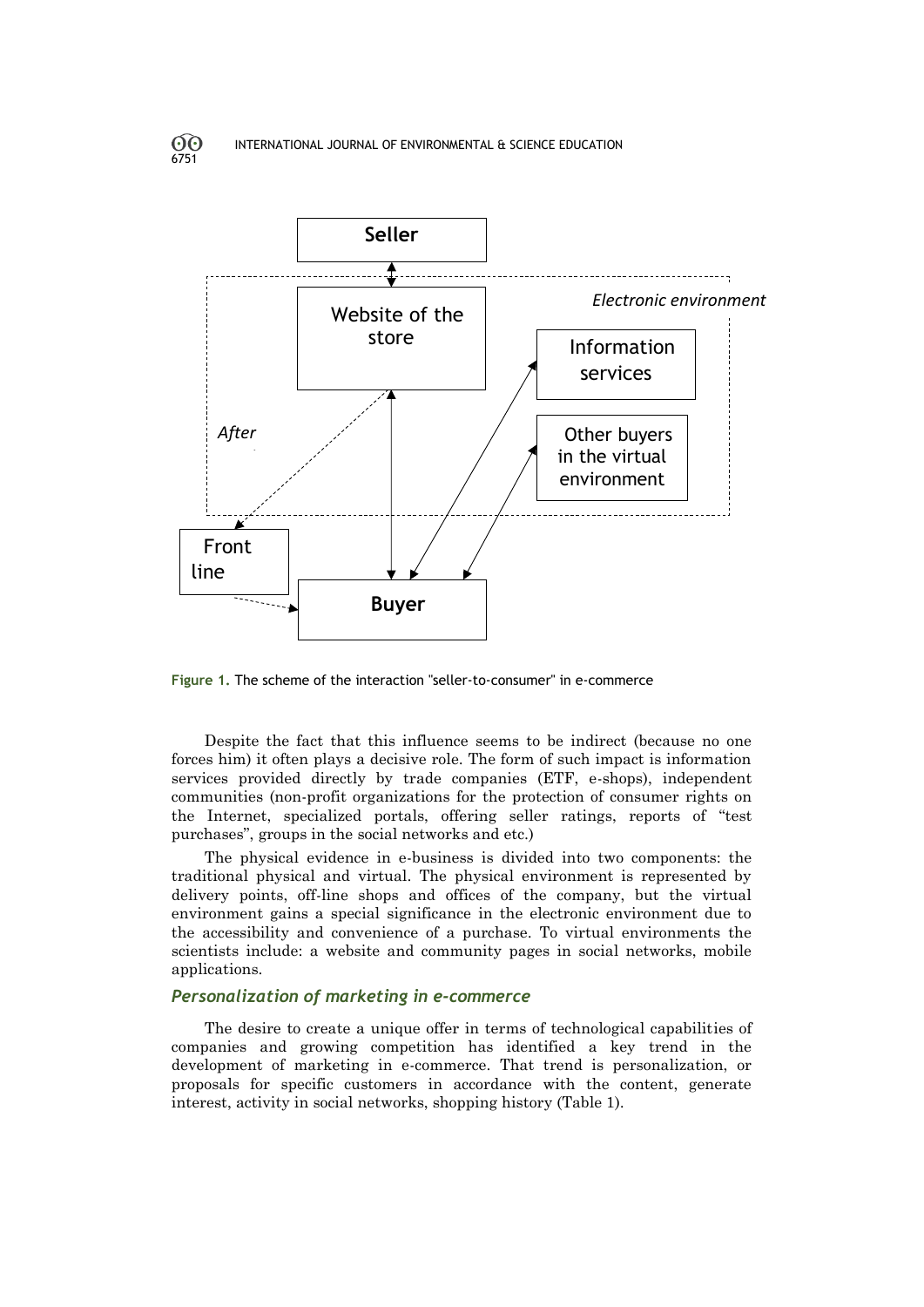Figure 1. The scheme of the interaction "seller-to-consumer" in e-commerce

Despite the fact that this influence seems to be indirect (because no one forces him) it often plays a decisive role. The form of such impact is information services provided directly by trade companies (ETF, e-shops), independent communities (non-profit organizations for the protection of consumer rights on the Internet, specialized portals, offering seller ratings, reports of "test purchases", groups in the social networks and etc.)

The physical evidence in e-business is divided into two components: the traditional physical and virtual. The physical environment is represented by delivery points, off-line shops and offices of the company, but the virtual environment gains a special significance in the electronic environment due to the accessibility and convenience of a purchase. To virtual environments the scientists include: a website and community pages in social networks, mobile applications.

### *Personalization of marketing in e-commerce*

The desire to create a unique offer in terms of technological capabilities of companies and growing competition has identified a key trend in the development of marketing in e-commerce. That trend is personalization, or proposals for specific customers in accordance with the content, generate interest, activity in social networks, shopping history (Table 1).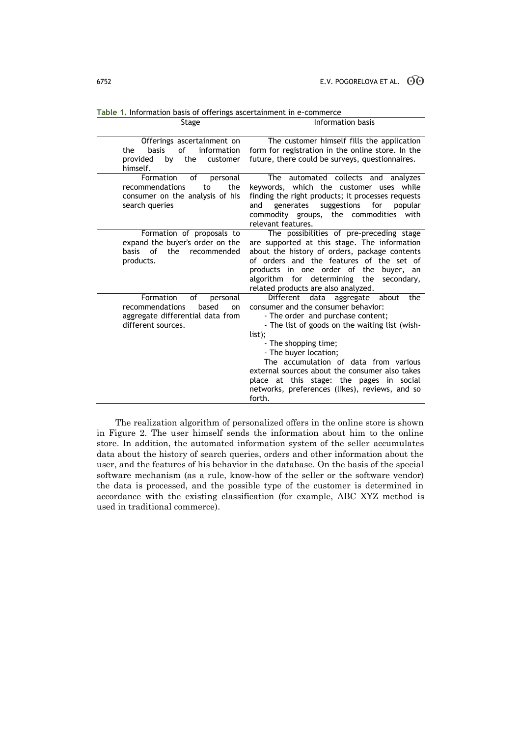**Table 1.** Information basis of offerings ascertainment in e-commerce

| Stage | Information basis |
|---|---|
| Offerings ascertainment on the basis of information provided by the customer himself. | The customer himself fills the application form for registration in the online store. In the future, there could be surveys, questionnaires. |
| Formation of personal recommendations to the consumer on the analysis of his search queries | The automated collects and analyzes keywords, which the customer uses while finding the right products; it processes requests and generates suggestions for popular commodity groups, the commodities with relevant features. |
| Formation of proposals to expand the buyer's order on the basis of the recommended products. | The possibilities of pre-preceding stage are supported at this stage. The information about the history of orders, package contents of orders and the features of the set of products in one order of the buyer, an algorithm for determining the secondary, related products are also analyzed. |
| Formation of personal recommendations based on aggregate differential data from different sources. | Different data aggregate about the consumer and the consumer behavior: - The order and purchase content; - The list of goods on the waiting list (wish-list); - The shopping time; - The buyer location; The accumulation of data from various external sources about the consumer also takes place at this stage: the pages in social networks, preferences (likes), reviews, and so forth. |

The realization algorithm of personalized offers in the online store is shown in Figure 2. The user himself sends the information about him to the online store. In addition, the automated information system of the seller accumulates data about the history of search queries, orders and other information about the user, and the features of his behavior in the database. On the basis of the special software mechanism (as a rule, know-how of the seller or the software vendor) the data is processed, and the possible type of the customer is determined in accordance with the existing classification (for example, ABC XYZ method is used in traditional commerce).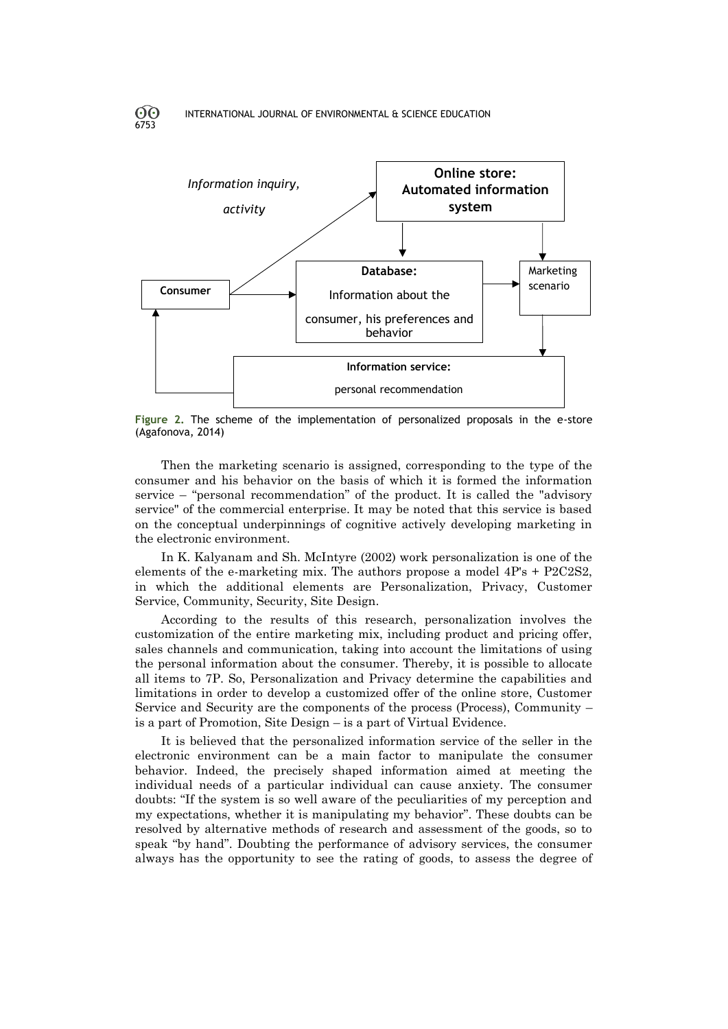Information inquiry, activity

**Online store: Automated information system**

**Consumer**

**Database:** Information about the consumer, his preferences and behavior

Marketing scenario

**Information service:** personal recommendation

Figure 2. The scheme of the implementation of personalized proposals in the e-store (Agafonova, 2014)

Then the marketing scenario is assigned, corresponding to the type of the consumer and his behavior on the basis of which it is formed the information service – "personal recommendation" of the product. It is called the "advisory service" of the commercial enterprise. It may be noted that this service is based on the conceptual underpinnings of cognitive actively developing marketing in the electronic environment.

In K. Kalyanam and Sh. McIntyre (2002) work personalization is one of the elements of the e-marketing mix. The authors propose a model 4P's + P2C2S2, in which the additional elements are Personalization, Privacy, Customer Service, Community, Security, Site Design.

According to the results of this research, personalization involves the customization of the entire marketing mix, including product and pricing offer, sales channels and communication, taking into account the limitations of using the personal information about the consumer. Thereby, it is possible to allocate all items to 7P. So, Personalization and Privacy determine the capabilities and limitations in order to develop a customized offer of the online store, Customer Service and Security are the components of the process (Process), Community – is a part of Promotion, Site Design – is a part of Virtual Evidence.

It is believed that the personalized information service of the seller in the electronic environment can be a main factor to manipulate the consumer behavior. Indeed, the precisely shaped information aimed at meeting the individual needs of a particular individual can cause anxiety. The consumer doubts: "If the system is so well aware of the peculiarities of my perception and my expectations, whether it is manipulating my behavior". These doubts can be resolved by alternative methods of research and assessment of the goods, so to speak "by hand". Doubting the performance of advisory services, the consumer always has the opportunity to see the rating of goods, to assess the degree of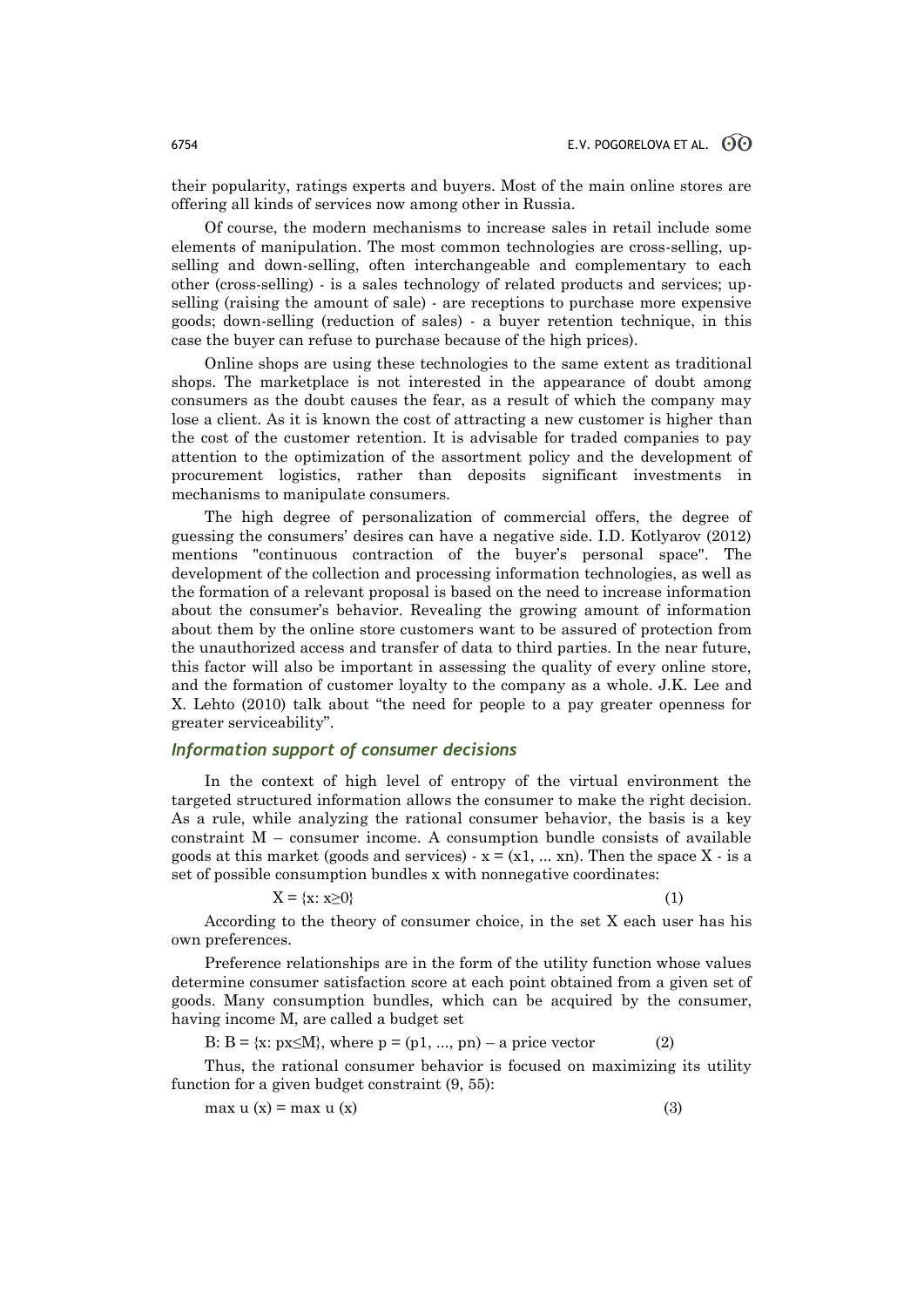their popularity, ratings experts and buyers. Most of the main online stores are offering all kinds of services now among other in Russia.

Of course, the modern mechanisms to increase sales in retail include some elements of manipulation. The most common technologies are cross-selling, up-selling and down-selling, often interchangeable and complementary to each other (cross-selling) - is a sales technology of related products and services; up-selling (raising the amount of sale) - are receptions to purchase more expensive goods; down-selling (reduction of sales) - a buyer retention technique, in this case the buyer can refuse to purchase because of the high prices).

Online shops are using these technologies to the same extent as traditional shops. The marketplace is not interested in the appearance of doubt among consumers as the doubt causes the fear, as a result of which the company may lose a client. As it is known the cost of attracting a new customer is higher than the cost of the customer retention. It is advisable for traded companies to pay attention to the optimization of the assortment policy and the development of procurement logistics, rather than deposits significant investments in mechanisms to manipulate consumers.

The high degree of personalization of commercial offers, the degree of guessing the consumers' desires can have a negative side. I.D. Kotlyarov (2012) mentions "continuous contraction of the buyer's personal space". The development of the collection and processing information technologies, as well as the formation of a relevant proposal is based on the need to increase information about the consumer's behavior. Revealing the growing amount of information about them by the online store customers want to be assured of protection from the unauthorized access and transfer of data to third parties. In the near future, this factor will also be important in assessing the quality of every online store, and the formation of customer loyalty to the company as a whole. J.K. Lee and X. Lehto (2010) talk about "the need for people to a pay greater openness for greater serviceability".

### *Information support of consumer decisions*

In the context of high level of entropy of the virtual environment the targeted structured information allows the consumer to make the right decision. As a rule, while analyzing the rational consumer behavior, the basis is a key constraint M – consumer income. A consumption bundle consists of available goods at this market (goods and services) - $x = (x1, ... xn)$. Then the space X - is a set of possible consumption bundles x with nonnegative coordinates:

$$X = \{x: x \geq 0\} \tag{1}$$

According to the theory of consumer choice, in the set X each user has his own preferences.

Preference relationships are in the form of the utility function whose values determine consumer satisfaction score at each point obtained from a given set of goods. Many consumption bundles, which can be acquired by the consumer, having income M, are called a budget set

$$B: B = \{x: px \leq M\}, \text{ where } p = (p1, ..., pn) \text{ – a price vector} \tag{2}$$

Thus, the rational consumer behavior is focused on maximizing its utility function for a given budget constraint (9, 55):

$$\max u(x) = \max u(x) \tag{3}$$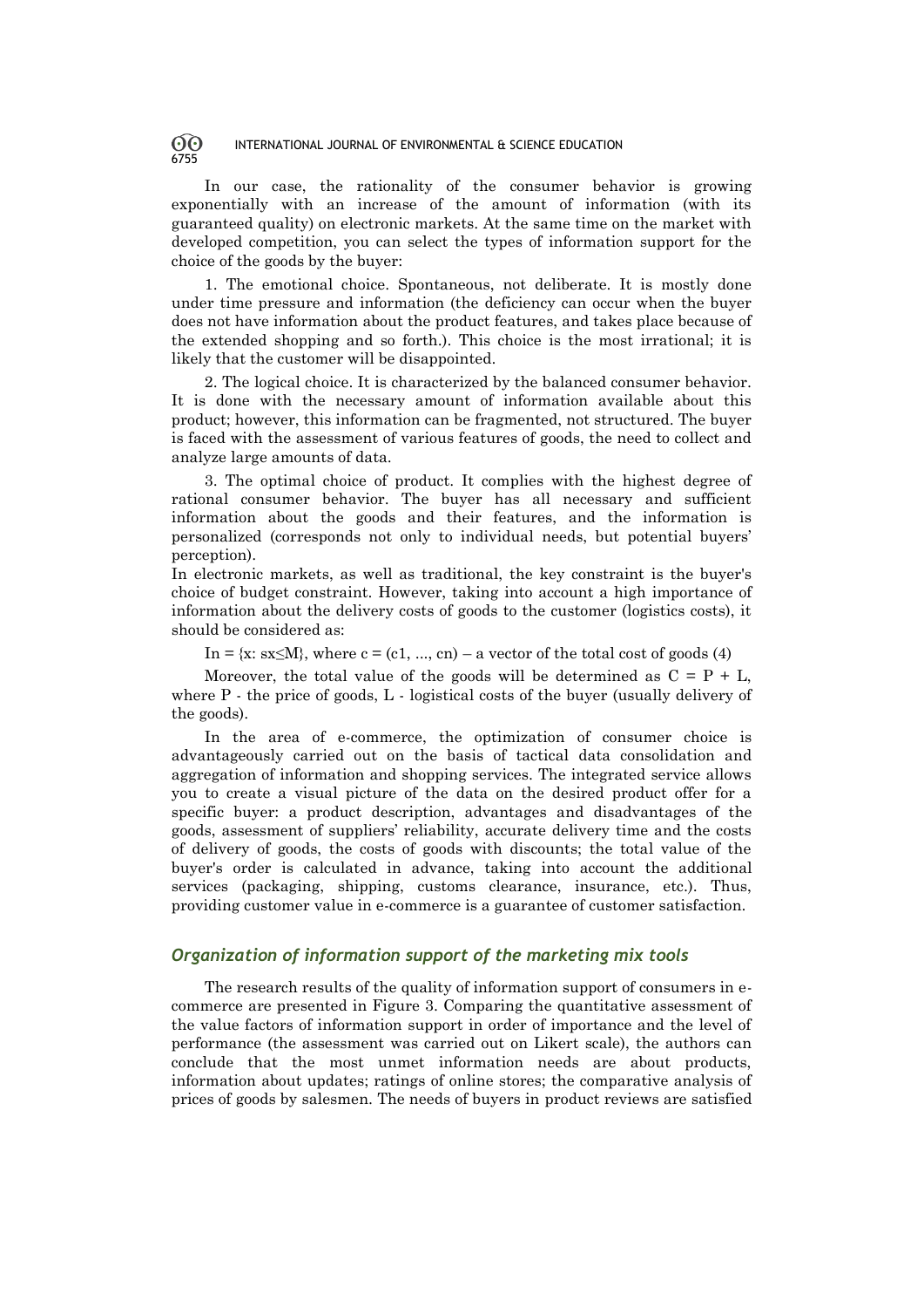In our case, the rationality of the consumer behavior is growing exponentially with an increase of the amount of information (with its guaranteed quality) on electronic markets. At the same time on the market with developed competition, you can select the types of information support for the choice of the goods by the buyer:

1. The emotional choice. Spontaneous, not deliberate. It is mostly done under time pressure and information (the deficiency can occur when the buyer does not have information about the product features, and takes place because of the extended shopping and so forth.). This choice is the most irrational; it is likely that the customer will be disappointed.

2. The logical choice. It is characterized by the balanced consumer behavior. It is done with the necessary amount of information available about this product; however, this information can be fragmented, not structured. The buyer is faced with the assessment of various features of goods, the need to collect and analyze large amounts of data.

3. The optimal choice of product. It complies with the highest degree of rational consumer behavior. The buyer has all necessary and sufficient information about the goods and their features, and the information is personalized (corresponds not only to individual needs, but potential buyers' perception).

In electronic markets, as well as traditional, the key constraint is the buyer's choice of budget constraint. However, taking into account a high importance of information about the delivery costs of goods to the customer (logistics costs), it should be considered as:

$In = \{x: sx \leq M\}$, where $c = (c1, ..., cn)$ – a vector of the total cost of goods (4)

Moreover, the total value of the goods will be determined as $C = P + L$, where P - the price of goods, L - logistical costs of the buyer (usually delivery of the goods).

In the area of e-commerce, the optimization of consumer choice is advantageously carried out on the basis of tactical data consolidation and aggregation of information and shopping services. The integrated service allows you to create a visual picture of the data on the desired product offer for a specific buyer: a product description, advantages and disadvantages of the goods, assessment of suppliers' reliability, accurate delivery time and the costs of delivery of goods, the costs of goods with discounts; the total value of the buyer's order is calculated in advance, taking into account the additional services (packaging, shipping, customs clearance, insurance, etc.). Thus, providing customer value in e-commerce is a guarantee of customer satisfaction.

## *Organization of information support of the marketing mix tools*

The research results of the quality of information support of consumers in e-commerce are presented in Figure 3. Comparing the quantitative assessment of the value factors of information support in order of importance and the level of performance (the assessment was carried out on Likert scale), the authors can conclude that the most unmet information needs are about products, information about updates; ratings of online stores; the comparative analysis of prices of goods by salesmen. The needs of buyers in product reviews are satisfied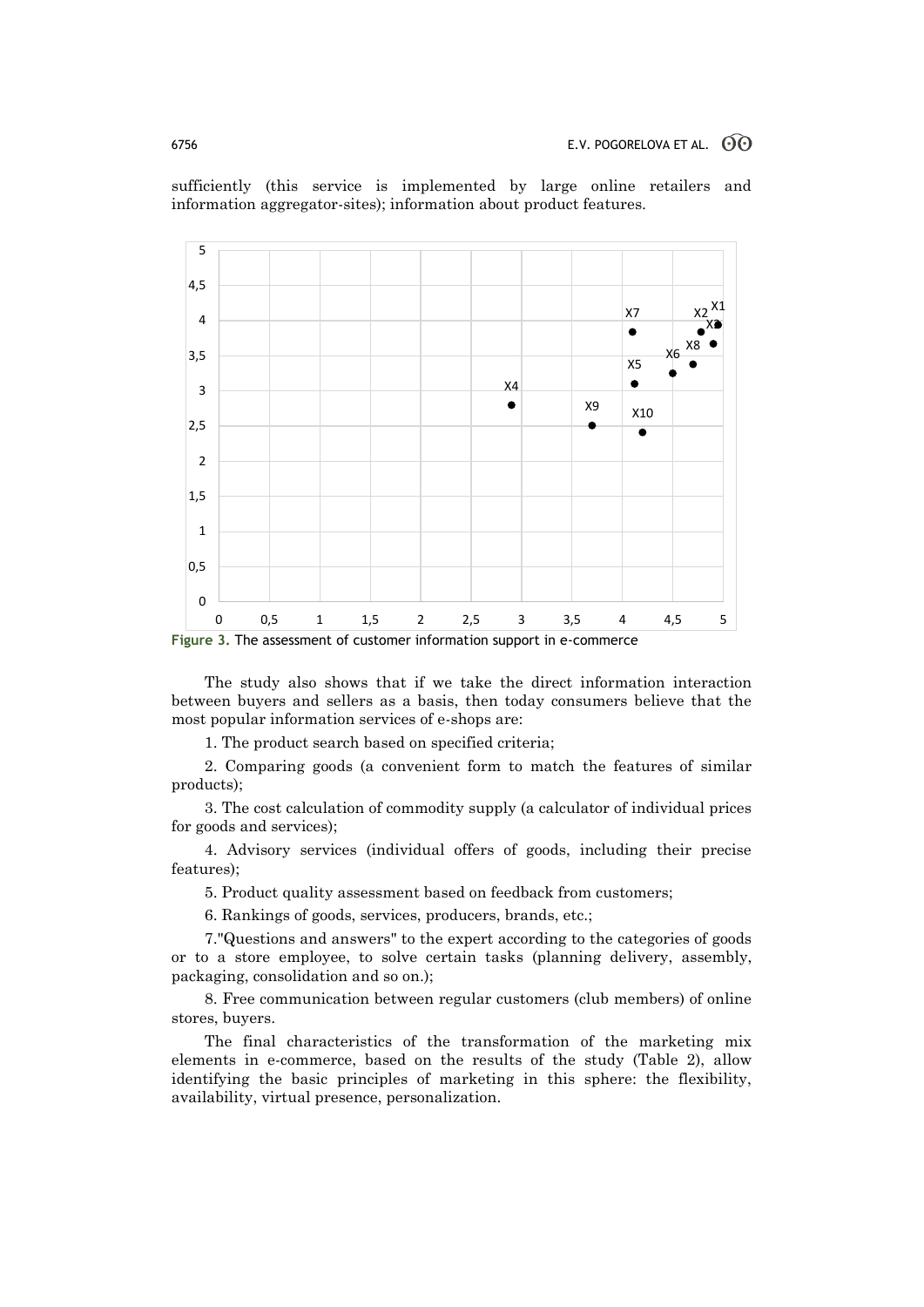sufficiently (this service is implemented by large online retailers and information aggregator-sites); information about product features.

Figure 3. The assessment of customer information support in e-commerce

The study also shows that if we take the direct information interaction between buyers and sellers as a basis, then today consumers believe that the most popular information services of e-shops are:

1. The product search based on specified criteria;

2. Comparing goods (a convenient form to match the features of similar products);

3. The cost calculation of commodity supply (a calculator of individual prices for goods and services);

4. Advisory services (individual offers of goods, including their precise features);

5. Product quality assessment based on feedback from customers;

6. Rankings of goods, services, producers, brands, etc.;

7."Questions and answers" to the expert according to the categories of goods or to a store employee, to solve certain tasks (planning delivery, assembly, packaging, consolidation and so on.);

8. Free communication between regular customers (club members) of online stores, buyers.

The final characteristics of the transformation of the marketing mix elements in e-commerce, based on the results of the study (Table 2), allow identifying the basic principles of marketing in this sphere: the flexibility, availability, virtual presence, personalization.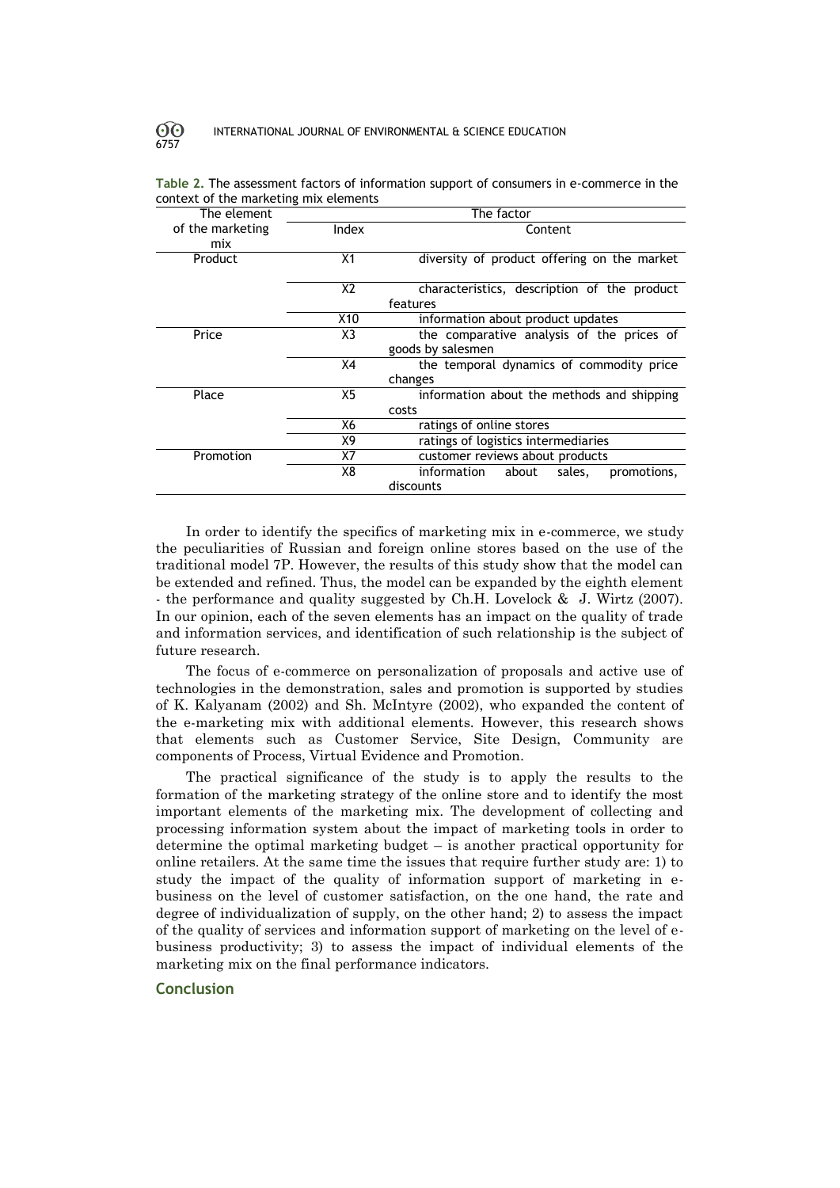**Table 2.** The assessment factors of information support of consumers in e-commerce in the context of the marketing mix elements

| The element of the marketing mix | The factor | |
|---|---|---|
| | Index | Content |
| Product | X1 | diversity of product offering on the market |
| | X2 | characteristics, description of the product features |
| | X10 | information about product updates |
| Price | X3 | the comparative analysis of the prices of goods by salesmen |
| | X4 | the temporal dynamics of commodity price changes |
| Place | X5 | information about the methods and shipping costs |
| | X6 | ratings of online stores |
| | X9 | ratings of logistics intermediaries |
| Promotion | X7 | customer reviews about products |
| | X8 | information about sales, promotions, discounts |

In order to identify the specifics of marketing mix in e-commerce, we study the peculiarities of Russian and foreign online stores based on the use of the traditional model 7P. However, the results of this study show that the model can be extended and refined. Thus, the model can be expanded by the eighth element - the performance and quality suggested by Ch.H. Lovelock & J. Wirtz (2007). In our opinion, each of the seven elements has an impact on the quality of trade and information services, and identification of such relationship is the subject of future research.

The focus of e-commerce on personalization of proposals and active use of technologies in the demonstration, sales and promotion is supported by studies of K. Kalyanam (2002) and Sh. McIntyre (2002), who expanded the content of the e-marketing mix with additional elements. However, this research shows that elements such as Customer Service, Site Design, Community are components of Process, Virtual Evidence and Promotion.

The practical significance of the study is to apply the results to the formation of the marketing strategy of the online store and to identify the most important elements of the marketing mix. The development of collecting and processing information system about the impact of marketing tools in order to determine the optimal marketing budget – is another practical opportunity for online retailers. At the same time the issues that require further study are: 1) to study the impact of the quality of information support of marketing in e-business on the level of customer satisfaction, on the one hand, the rate and degree of individualization of supply, on the other hand; 2) to assess the impact of the quality of services and information support of marketing on the level of e-business productivity; 3) to assess the impact of individual elements of the marketing mix on the final performance indicators.

## Conclusion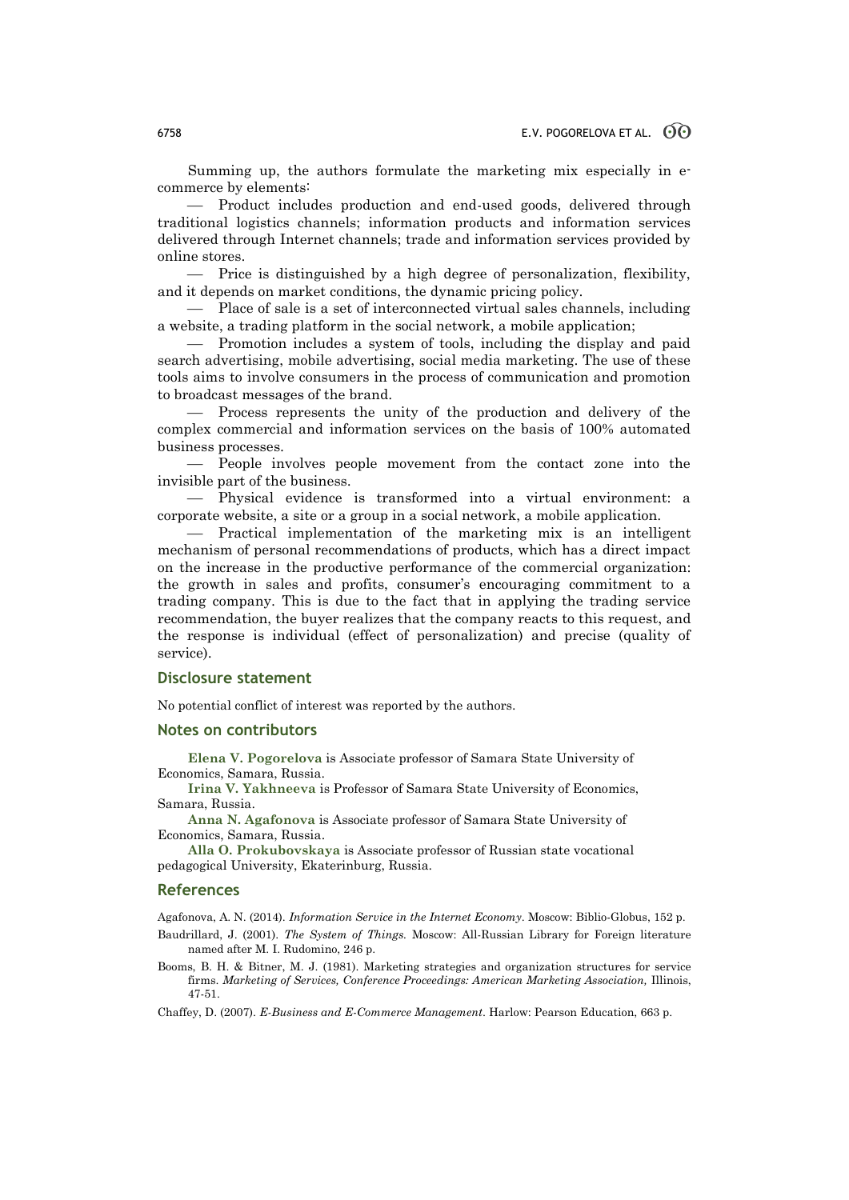Summing up, the authors formulate the marketing mix especially in e-commerce by elements:

— Product includes production and end-used goods, delivered through traditional logistics channels; information products and information services delivered through Internet channels; trade and information services provided by online stores.

— Price is distinguished by a high degree of personalization, flexibility, and it depends on market conditions, the dynamic pricing policy.

— Place of sale is a set of interconnected virtual sales channels, including a website, a trading platform in the social network, a mobile application;

— Promotion includes a system of tools, including the display and paid search advertising, mobile advertising, social media marketing. The use of these tools aims to involve consumers in the process of communication and promotion to broadcast messages of the brand.

— Process represents the unity of the production and delivery of the complex commercial and information services on the basis of 100% automated business processes.

— People involves people movement from the contact zone into the invisible part of the business.

— Physical evidence is transformed into a virtual environment: a corporate website, a site or a group in a social network, a mobile application.

— Practical implementation of the marketing mix is an intelligent mechanism of personal recommendations of products, which has a direct impact on the increase in the productive performance of the commercial organization: the growth in sales and profits, consumer's encouraging commitment to a trading company. This is due to the fact that in applying the trading service recommendation, the buyer realizes that the company reacts to this request, and the response is individual (effect of personalization) and precise (quality of service).

## Disclosure statement

No potential conflict of interest was reported by the authors.

## Notes on contributors

**Elena V. Pogorelova** is Associate professor of Samara State University of Economics, Samara, Russia.

**Irina V. Yakhneeva** is Professor of Samara State University of Economics, Samara, Russia.

**Anna N. Agafonova** is Associate professor of Samara State University of Economics, Samara, Russia.

**Alla O. Prokubovskaya** is Associate professor of Russian state vocational pedagogical University, Ekaterinburg, Russia.

## References

Agafonova, A. N. (2014). *Information Service in the Internet Economy*. Moscow: Biblio-Globus, 152 p.

Baudrillard, J. (2001). *The System of Things.* Moscow: All-Russian Library for Foreign literature named after M. I. Rudomino, 246 p.

Booms, B. H. & Bitner, M. J. (1981). Marketing strategies and organization structures for service firms. *Marketing of Services, Conference Proceedings: American Marketing Association,* Illinois, 47-51.

Chaffey, D. (2007). *E-Business and E-Commerce Management*. Harlow: Pearson Education, 663 p.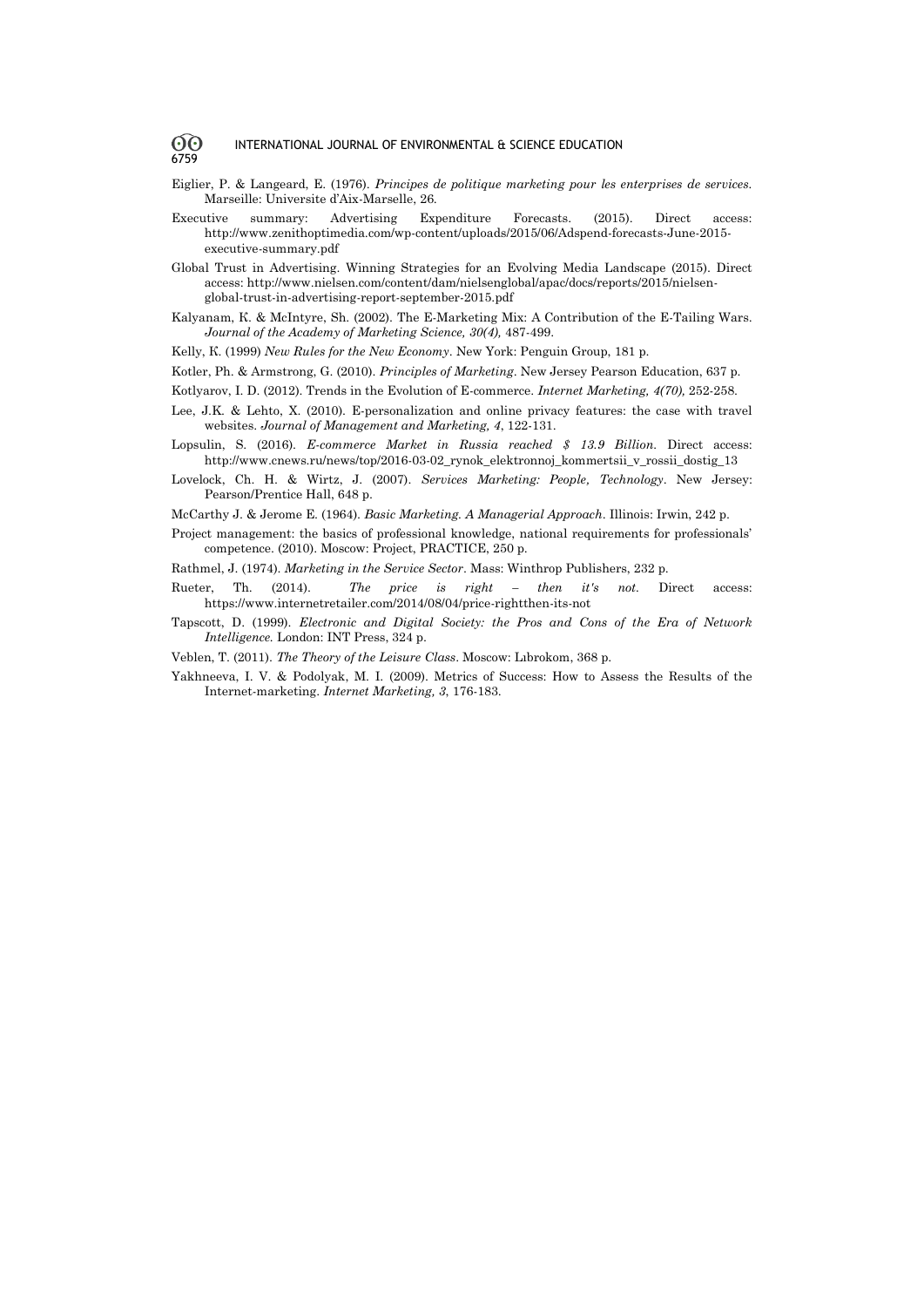Eiglier, P. & Langeard, E. (1976). *Principes de politique marketing pour les enterprises de services*. Marseille: Universite d'Aix-Marselle, 26.

Executive summary: Advertising Expenditure Forecasts. (2015). Direct access: http://www.zenithoptimedia.com/wp-content/uploads/2015/06/Adspend-forecasts-June-2015-executive-summary.pdf

Global Trust in Advertising. Winning Strategies for an Evolving Media Landscape (2015). Direct access: http://www.nielsen.com/content/dam/nielsenglobal/apac/docs/reports/2015/nielsen-global-trust-in-advertising-report-september-2015.pdf

Kalyanam, K. & McIntyre, Sh. (2002). The E-Marketing Mix: A Contribution of the E-Tailing Wars. *Journal of the Academy of Marketing Science, 30(4),* 487-499.

Kelly, K. (1999) *New Rules for the New Economy*. New York: Penguin Group, 181 p.

Kotler, Ph. & Armstrong, G. (2010). *Principles of Marketing*. New Jersey Pearson Education, 637 p.

Kotlyarov, I. D. (2012). Trends in the Evolution of E-commerce. *Internet Marketing, 4(70),* 252-258.

Lee, J.K. & Lehto, X. (2010). E-personalization and online privacy features: the case with travel websites. *Journal of Management and Marketing, 4*, 122-131.

Lopsulin, S. (2016). *E-commerce Market in Russia reached $ 13.9 Billion*. Direct access: http://www.cnews.ru/news/top/2016-03-02_rynok_elektronnoj_kommertsii_v_rossii_dostig_13

Lovelock, Ch. H. & Wirtz, J. (2007). *Services Marketing: People, Technology*. New Jersey: Pearson/Prentice Hall, 648 p.

McCarthy J. & Jerome E. (1964). *Basic Marketing. A Managerial Approach*. Illinois: Irwin, 242 p.

Project management: the basics of professional knowledge, national requirements for professionals' competence. (2010). Moscow: Project, PRACTICE, 250 p.

Rathmel, J. (1974). *Marketing in the Service Sector*. Mass: Winthrop Publishers, 232 p.

Rueter, Th. (2014). *The price is right – then it's not*. Direct access: https://www.internetretailer.com/2014/08/04/price-rightthen-its-not

Tapscott, D. (1999). *Electronic and Digital Society: the Pros and Cons of the Era of Network Intelligence.* London: INT Press, 324 p.

Veblen, T. (2011). *The Theory of the Leisure Class*. Moscow: Librokom, 368 p.

Yakhneeva, I. V. & Podolyak, M. I. (2009). Metrics of Success: How to Assess the Results of the Internet-marketing. *Internet Marketing, 3*, 176-183.